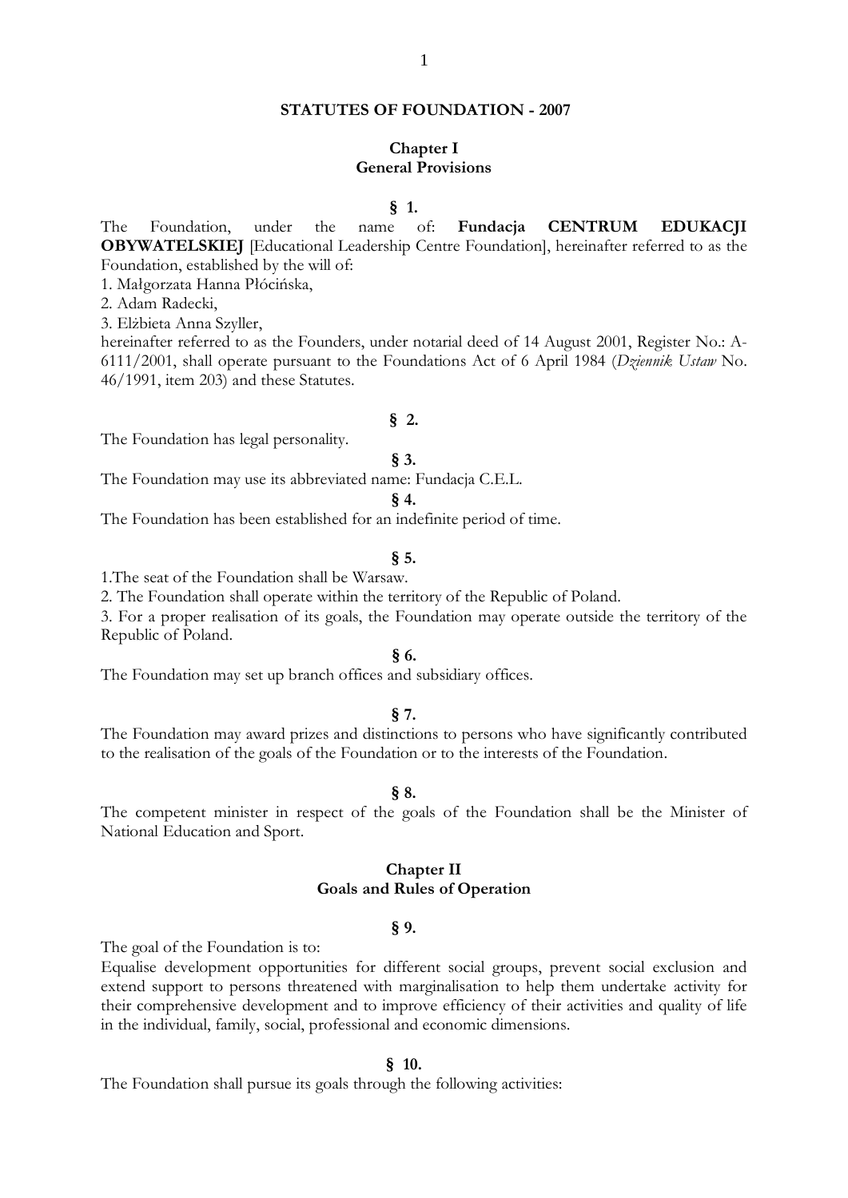# STATUTES OF FOUNDATION - 2007

## Chapter I
## General Provisions

**§ 1.**

The Foundation, under the name of: **Fundacja CENTRUM EDUKACJI OBYWATELSKIEJ** [Educational Leadership Centre Foundation], hereinafter referred to as the Foundation, established by the will of:

1. Małgorzata Hanna Płócińska,
2. Adam Radecki,
3. Elżbieta Anna Szyller,

hereinafter referred to as the Founders, under notarial deed of 14 August 2001, Register No.: A-6111/2001, shall operate pursuant to the Foundations Act of 6 April 1984 (*Dziennik Ustaw* No. 46/1991, item 203) and these Statutes.

**§ 2.**

The Foundation has legal personality.

**§ 3.**

The Foundation may use its abbreviated name: Fundacja C.E.L.

**§ 4.**

The Foundation has been established for an indefinite period of time.

**§ 5.**

1. The seat of the Foundation shall be Warsaw.
2. The Foundation shall operate within the territory of the Republic of Poland.
3. For a proper realisation of its goals, the Foundation may operate outside the territory of the Republic of Poland.

**§ 6.**

The Foundation may set up branch offices and subsidiary offices.

**§ 7.**

The Foundation may award prizes and distinctions to persons who have significantly contributed to the realisation of the goals of the Foundation or to the interests of the Foundation.

**§ 8.**

The competent minister in respect of the goals of the Foundation shall be the Minister of National Education and Sport.

## Chapter II
## Goals and Rules of Operation

**§ 9.**

The goal of the Foundation is to:

Equalise development opportunities for different social groups, prevent social exclusion and extend support to persons threatened with marginalisation to help them undertake activity for their comprehensive development and to improve efficiency of their activities and quality of life in the individual, family, social, professional and economic dimensions.

**§ 10.**

The Foundation shall pursue its goals through the following activities: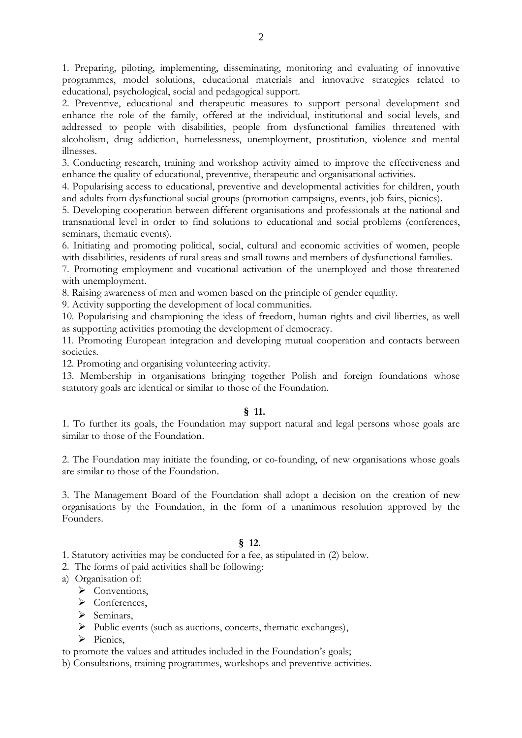1. Preparing, piloting, implementing, disseminating, monitoring and evaluating of innovative programmes, model solutions, educational materials and innovative strategies related to educational, psychological, social and pedagogical support.
2. Preventive, educational and therapeutic measures to support personal development and enhance the role of the family, offered at the individual, institutional and social levels, and addressed to people with disabilities, people from dysfunctional families threatened with alcoholism, drug addiction, homelessness, unemployment, prostitution, violence and mental illnesses.
3. Conducting research, training and workshop activity aimed to improve the effectiveness and enhance the quality of educational, preventive, therapeutic and organisational activities.
4. Popularising access to educational, preventive and developmental activities for children, youth and adults from dysfunctional social groups (promotion campaigns, events, job fairs, picnics).
5. Developing cooperation between different organisations and professionals at the national and transnational level in order to find solutions to educational and social problems (conferences, seminars, thematic events).
6. Initiating and promoting political, social, cultural and economic activities of women, people with disabilities, residents of rural areas and small towns and members of dysfunctional families.
7. Promoting employment and vocational activation of the unemployed and those threatened with unemployment.
8. Raising awareness of men and women based on the principle of gender equality.
9. Activity supporting the development of local communities.
10. Popularising and championing the ideas of freedom, human rights and civil liberties, as well as supporting activities promoting the development of democracy.
11. Promoting European integration and developing mutual cooperation and contacts between societies.
12. Promoting and organising volunteering activity.
13. Membership in organisations bringing together Polish and foreign foundations whose statutory goals are identical or similar to those of the Foundation.

**§ 11.**

1. To further its goals, the Foundation may support natural and legal persons whose goals are similar to those of the Foundation.

2. The Foundation may initiate the founding, or co-founding, of new organisations whose goals are similar to those of the Foundation.

3. The Management Board of the Foundation shall adopt a decision on the creation of new organisations by the Foundation, in the form of a unanimous resolution approved by the Founders.

**§ 12.**

1. Statutory activities may be conducted for a fee, as stipulated in (2) below.
2. The forms of paid activities shall be following:

a) Organisation of:
- Conventions,
- Conferences,
- Seminars,
- Public events (such as auctions, concerts, thematic exchanges),
- Picnics,

to promote the values and attitudes included in the Foundation's goals;

b) Consultations, training programmes, workshops and preventive activities.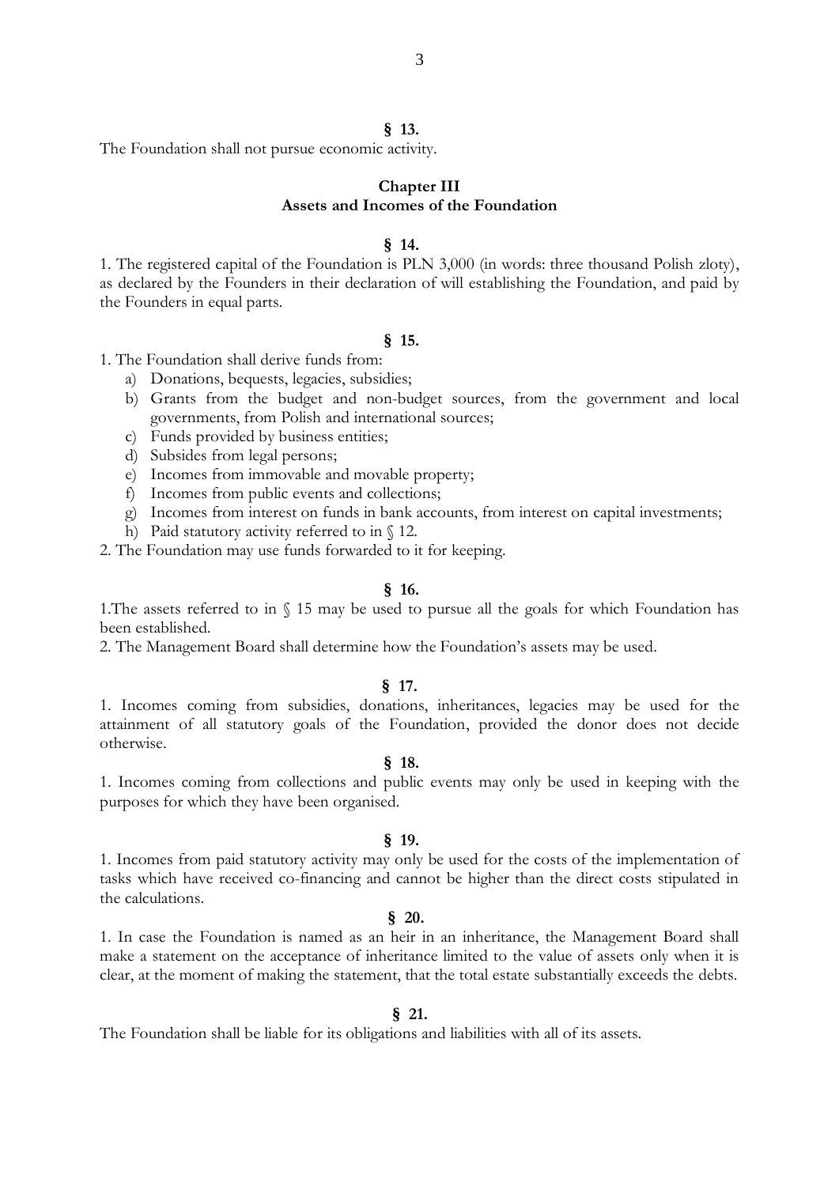**§ 13.**

The Foundation shall not pursue economic activity.

## Chapter III
## Assets and Incomes of the Foundation

**§ 14.**

1. The registered capital of the Foundation is PLN 3,000 (in words: three thousand Polish zloty), as declared by the Founders in their declaration of will establishing the Foundation, and paid by the Founders in equal parts.

**§ 15.**

1. The Foundation shall derive funds from:
   a) Donations, bequests, legacies, subsidies;
   b) Grants from the budget and non-budget sources, from the government and local governments, from Polish and international sources;
   c) Funds provided by business entities;
   d) Subsides from legal persons;
   e) Incomes from immovable and movable property;
   f) Incomes from public events and collections;
   g) Incomes from interest on funds in bank accounts, from interest on capital investments;
   h) Paid statutory activity referred to in § 12.
2. The Foundation may use funds forwarded to it for keeping.

**§ 16.**

1.The assets referred to in § 15 may be used to pursue all the goals for which Foundation has been established.
2. The Management Board shall determine how the Foundation's assets may be used.

**§ 17.**

1. Incomes coming from subsidies, donations, inheritances, legacies may be used for the attainment of all statutory goals of the Foundation, provided the donor does not decide otherwise.

**§ 18.**

1. Incomes coming from collections and public events may only be used in keeping with the purposes for which they have been organised.

**§ 19.**

1. Incomes from paid statutory activity may only be used for the costs of the implementation of tasks which have received co-financing and cannot be higher than the direct costs stipulated in the calculations.

**§ 20.**

1. In case the Foundation is named as an heir in an inheritance, the Management Board shall make a statement on the acceptance of inheritance limited to the value of assets only when it is clear, at the moment of making the statement, that the total estate substantially exceeds the debts.

**§ 21.**

The Foundation shall be liable for its obligations and liabilities with all of its assets.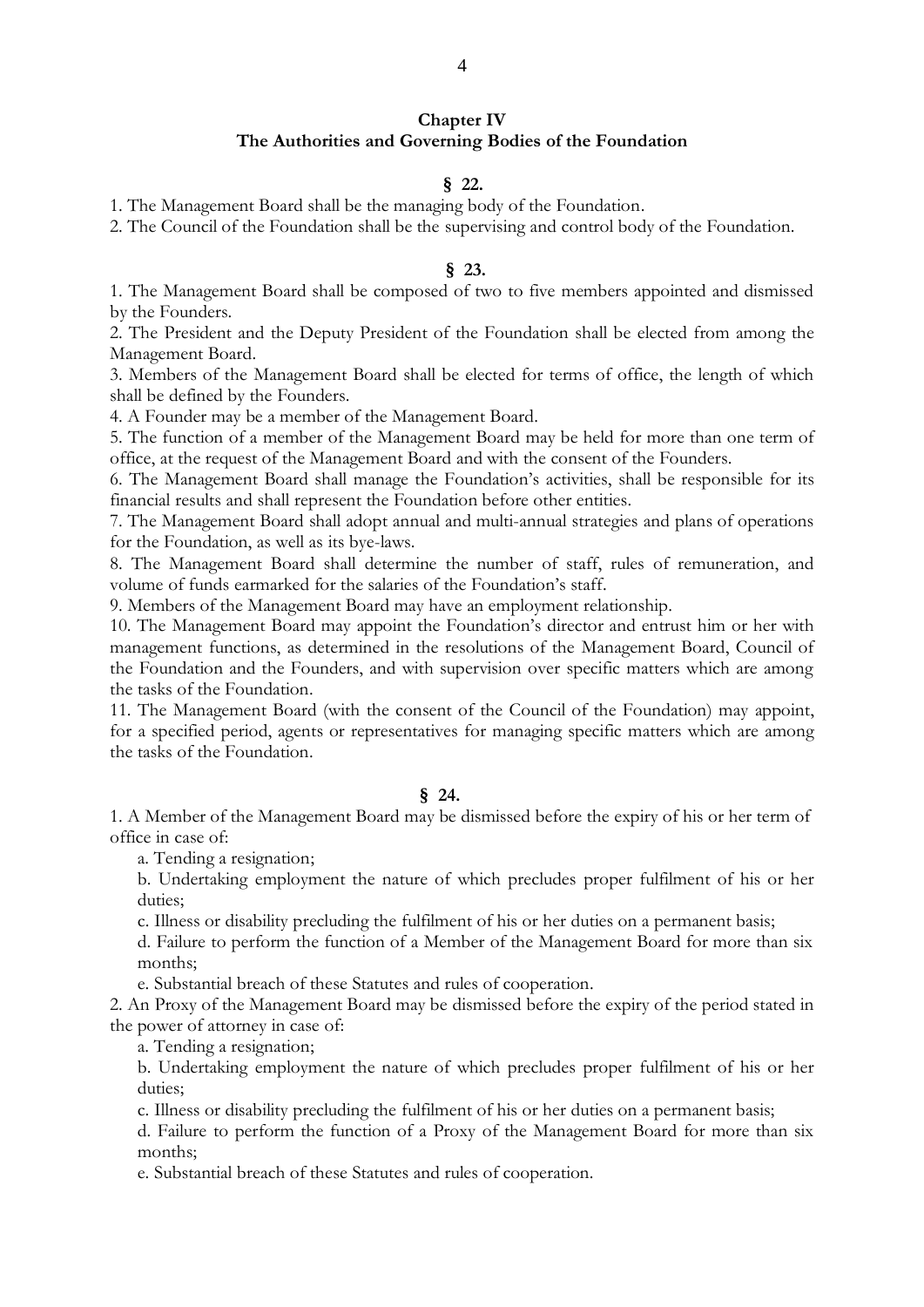## Chapter IV
## The Authorities and Governing Bodies of the Foundation

### § 22.

1. The Management Board shall be the managing body of the Foundation.
2. The Council of the Foundation shall be the supervising and control body of the Foundation.

### § 23.

1. The Management Board shall be composed of two to five members appointed and dismissed by the Founders.
2. The President and the Deputy President of the Foundation shall be elected from among the Management Board.
3. Members of the Management Board shall be elected for terms of office, the length of which shall be defined by the Founders.
4. A Founder may be a member of the Management Board.
5. The function of a member of the Management Board may be held for more than one term of office, at the request of the Management Board and with the consent of the Founders.
6. The Management Board shall manage the Foundation's activities, shall be responsible for its financial results and shall represent the Foundation before other entities.
7. The Management Board shall adopt annual and multi-annual strategies and plans of operations for the Foundation, as well as its bye-laws.
8. The Management Board shall determine the number of staff, rules of remuneration, and volume of funds earmarked for the salaries of the Foundation's staff.
9. Members of the Management Board may have an employment relationship.
10. The Management Board may appoint the Foundation's director and entrust him or her with management functions, as determined in the resolutions of the Management Board, Council of the Foundation and the Founders, and with supervision over specific matters which are among the tasks of the Foundation.
11. The Management Board (with the consent of the Council of the Foundation) may appoint, for a specified period, agents or representatives for managing specific matters which are among the tasks of the Foundation.

### § 24.

1. A Member of the Management Board may be dismissed before the expiry of his or her term of office in case of:
   a. Tending a resignation;
   b. Undertaking employment the nature of which precludes proper fulfilment of his or her duties;
   c. Illness or disability precluding the fulfilment of his or her duties on a permanent basis;
   d. Failure to perform the function of a Member of the Management Board for more than six months;
   e. Substantial breach of these Statutes and rules of cooperation.
2. An Proxy of the Management Board may be dismissed before the expiry of the period stated in the power of attorney in case of:
   a. Tending a resignation;
   b. Undertaking employment the nature of which precludes proper fulfilment of his or her duties;
   c. Illness or disability precluding the fulfilment of his or her duties on a permanent basis;
   d. Failure to perform the function of a Proxy of the Management Board for more than six months;
   e. Substantial breach of these Statutes and rules of cooperation.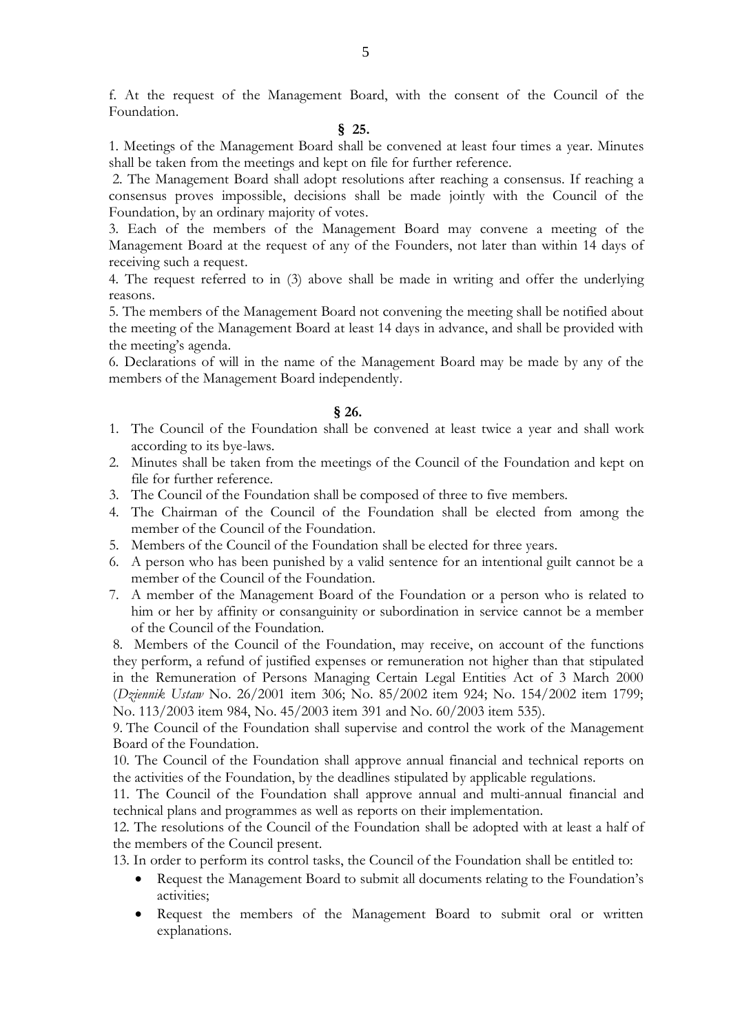f. At the request of the Management Board, with the consent of the Council of the Foundation.

**§ 25.**

1. Meetings of the Management Board shall be convened at least four times a year. Minutes shall be taken from the meetings and kept on file for further reference.
2. The Management Board shall adopt resolutions after reaching a consensus. If reaching a consensus proves impossible, decisions shall be made jointly with the Council of the Foundation, by an ordinary majority of votes.
3. Each of the members of the Management Board may convene a meeting of the Management Board at the request of any of the Founders, not later than within 14 days of receiving such a request.
4. The request referred to in (3) above shall be made in writing and offer the underlying reasons.
5. The members of the Management Board not convening the meeting shall be notified about the meeting of the Management Board at least 14 days in advance, and shall be provided with the meeting's agenda.
6. Declarations of will in the name of the Management Board may be made by any of the members of the Management Board independently.

**§ 26.**

1. The Council of the Foundation shall be convened at least twice a year and shall work according to its bye-laws.
2. Minutes shall be taken from the meetings of the Council of the Foundation and kept on file for further reference.
3. The Council of the Foundation shall be composed of three to five members.
4. The Chairman of the Council of the Foundation shall be elected from among the member of the Council of the Foundation.
5. Members of the Council of the Foundation shall be elected for three years.
6. A person who has been punished by a valid sentence for an intentional guilt cannot be a member of the Council of the Foundation.
7. A member of the Management Board of the Foundation or a person who is related to him or her by affinity or consanguinity or subordination in service cannot be a member of the Council of the Foundation.
8. Members of the Council of the Foundation, may receive, on account of the functions they perform, a refund of justified expenses or remuneration not higher than that stipulated in the Remuneration of Persons Managing Certain Legal Entities Act of 3 March 2000 (*Dziennik Ustaw* No. 26/2001 item 306; No. 85/2002 item 924; No. 154/2002 item 1799; No. 113/2003 item 984, No. 45/2003 item 391 and No. 60/2003 item 535).
9. The Council of the Foundation shall supervise and control the work of the Management Board of the Foundation.
10. The Council of the Foundation shall approve annual financial and technical reports on the activities of the Foundation, by the deadlines stipulated by applicable regulations.
11. The Council of the Foundation shall approve annual and multi-annual financial and technical plans and programmes as well as reports on their implementation.
12. The resolutions of the Council of the Foundation shall be adopted with at least a half of the members of the Council present.
13. In order to perform its control tasks, the Council of the Foundation shall be entitled to:
    - Request the Management Board to submit all documents relating to the Foundation's activities;
    - Request the members of the Management Board to submit oral or written explanations.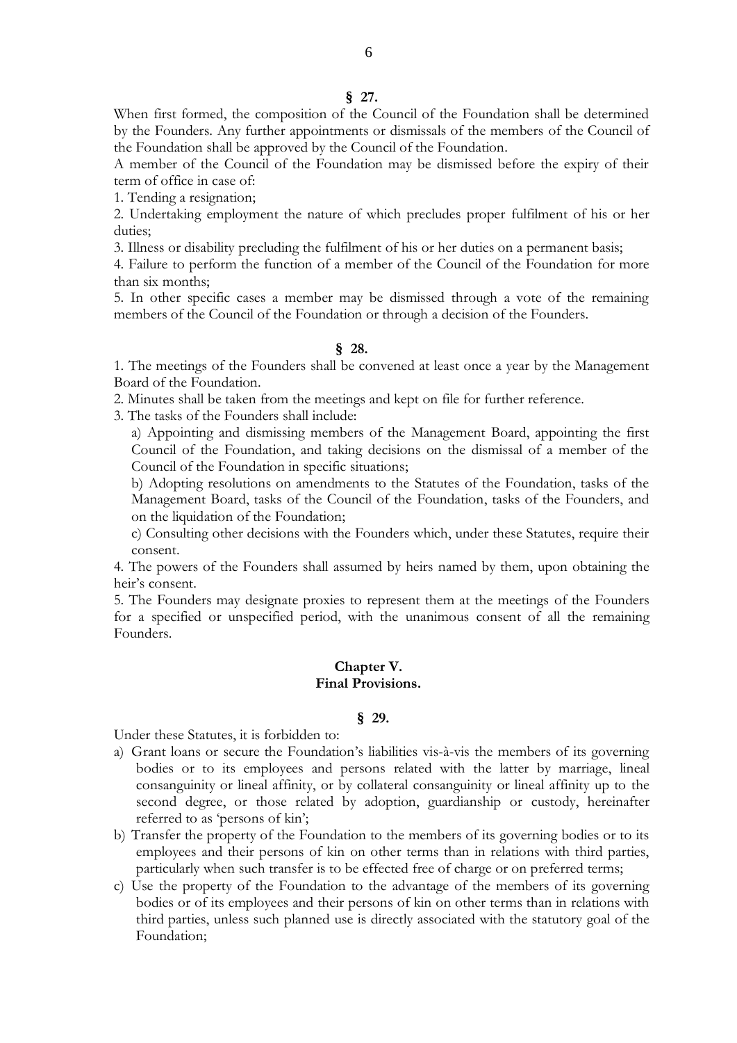**§ 27.**

When first formed, the composition of the Council of the Foundation shall be determined by the Founders. Any further appointments or dismissals of the members of the Council of the Foundation shall be approved by the Council of the Foundation.

A member of the Council of the Foundation may be dismissed before the expiry of their term of office in case of:

1. Tending a resignation;
2. Undertaking employment the nature of which precludes proper fulfilment of his or her duties;
3. Illness or disability precluding the fulfilment of his or her duties on a permanent basis;
4. Failure to perform the function of a member of the Council of the Foundation for more than six months;
5. In other specific cases a member may be dismissed through a vote of the remaining members of the Council of the Foundation or through a decision of the Founders.

**§ 28.**

1. The meetings of the Founders shall be convened at least once a year by the Management Board of the Foundation.
2. Minutes shall be taken from the meetings and kept on file for further reference.
3. The tasks of the Founders shall include:
   a) Appointing and dismissing members of the Management Board, appointing the first Council of the Foundation, and taking decisions on the dismissal of a member of the Council of the Foundation in specific situations;
   b) Adopting resolutions on amendments to the Statutes of the Foundation, tasks of the Management Board, tasks of the Council of the Foundation, tasks of the Founders, and on the liquidation of the Foundation;
   c) Consulting other decisions with the Founders which, under these Statutes, require their consent.
4. The powers of the Founders shall assumed by heirs named by them, upon obtaining the heir's consent.
5. The Founders may designate proxies to represent them at the meetings of the Founders for a specified or unspecified period, with the unanimous consent of all the remaining Founders.

## Chapter V.
## Final Provisions.

**§ 29.**

Under these Statutes, it is forbidden to:

a) Grant loans or secure the Foundation's liabilities vis-à-vis the members of its governing bodies or to its employees and persons related with the latter by marriage, lineal consanguinity or lineal affinity, or by collateral consanguinity or lineal affinity up to the second degree, or those related by adoption, guardianship or custody, hereinafter referred to as 'persons of kin';

b) Transfer the property of the Foundation to the members of its governing bodies or to its employees and their persons of kin on other terms than in relations with third parties, particularly when such transfer is to be effected free of charge or on preferred terms;

c) Use the property of the Foundation to the advantage of the members of its governing bodies or of its employees and their persons of kin on other terms than in relations with third parties, unless such planned use is directly associated with the statutory goal of the Foundation;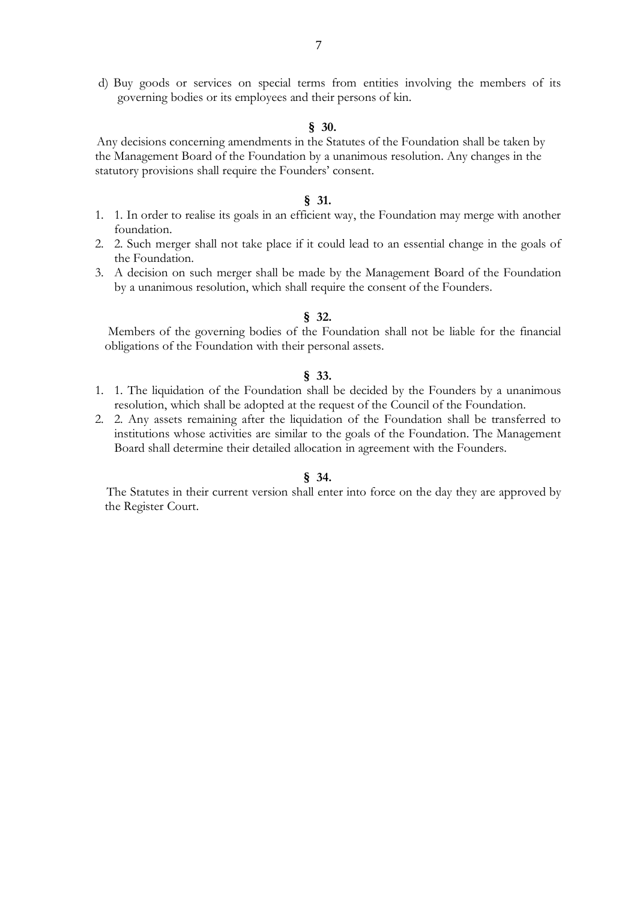d) Buy goods or services on special terms from entities involving the members of its governing bodies or its employees and their persons of kin.

**§ 30.**

Any decisions concerning amendments in the Statutes of the Foundation shall be taken by the Management Board of the Foundation by a unanimous resolution. Any changes in the statutory provisions shall require the Founders' consent.

**§ 31.**

1. 1. In order to realise its goals in an efficient way, the Foundation may merge with another foundation.
2. 2. Such merger shall not take place if it could lead to an essential change in the goals of the Foundation.
3. A decision on such merger shall be made by the Management Board of the Foundation by a unanimous resolution, which shall require the consent of the Founders.

**§ 32.**

Members of the governing bodies of the Foundation shall not be liable for the financial obligations of the Foundation with their personal assets.

**§ 33.**

1. 1. The liquidation of the Foundation shall be decided by the Founders by a unanimous resolution, which shall be adopted at the request of the Council of the Foundation.
2. 2. Any assets remaining after the liquidation of the Foundation shall be transferred to institutions whose activities are similar to the goals of the Foundation. The Management Board shall determine their detailed allocation in agreement with the Founders.

**§ 34.**

The Statutes in their current version shall enter into force on the day they are approved by the Register Court.